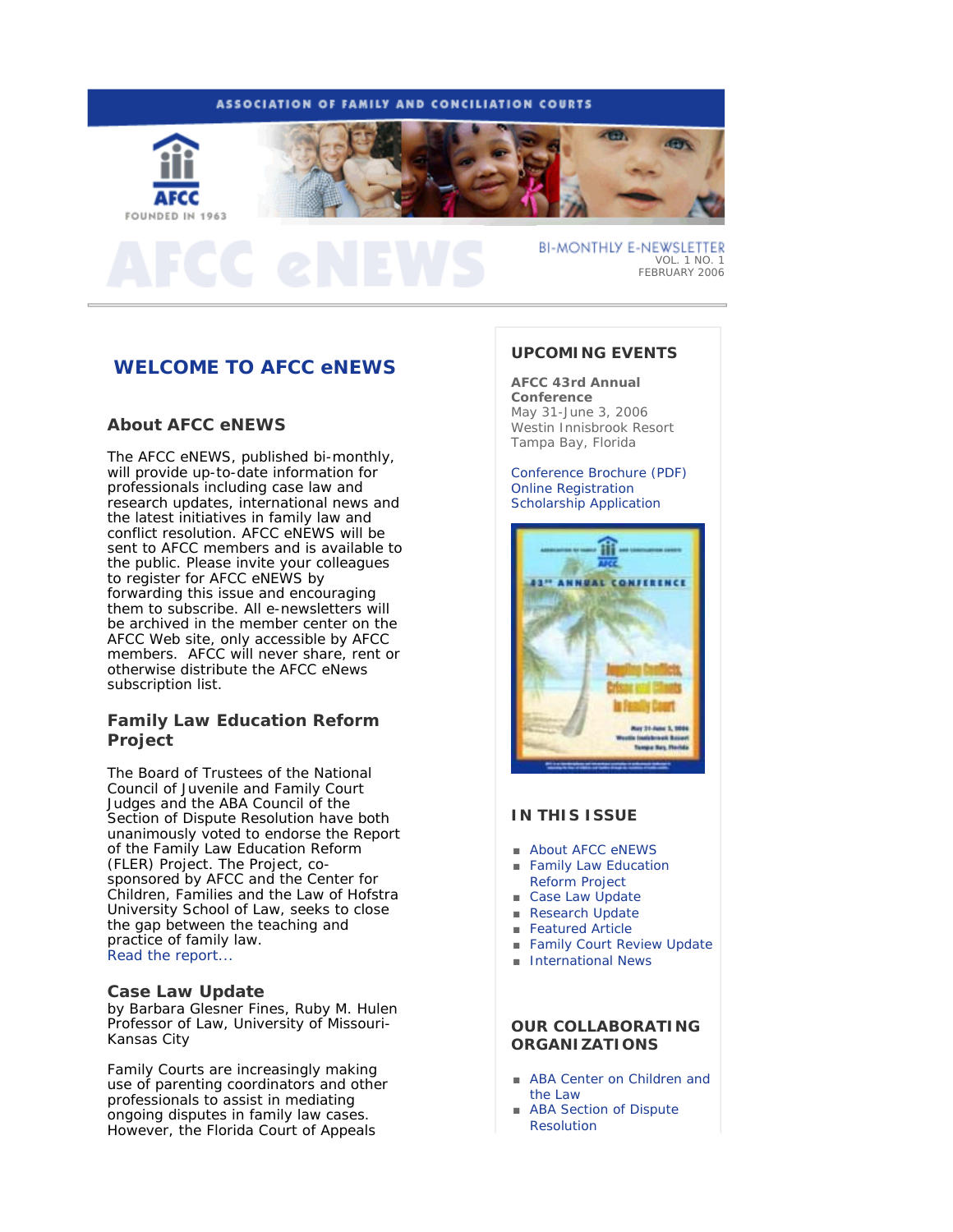ASSOCIATION OF FAMILY AND CONCILIATION COURTS

AFCC

FOUNDED IN 1963

# AFCC eNEWS

BI-MONTHLY E-NEWSLETTER
VOL. 1 NO. 1
FEBRUARY 2006

## WELCOME TO AFCC eNEWS

### About AFCC eNEWS

The AFCC eNEWS, published bi-monthly, will provide up-to-date information for professionals including case law and research updates, international news and the latest initiatives in family law and conflict resolution. AFCC eNEWS will be sent to AFCC members and is available to the public. Please invite your colleagues to register for AFCC eNEWS by forwarding this issue and encouraging them to subscribe. All e-newsletters will be archived in the member center on the AFCC Web site, only accessible by AFCC members. AFCC will never share, rent or otherwise distribute the AFCC eNews subscription list.

### Family Law Education Reform Project

The Board of Trustees of the National Council of Juvenile and Family Court Judges and the ABA Council of the Section of Dispute Resolution have both unanimously voted to endorse the Report of the Family Law Education Reform (FLER) Project. The Project, co-sponsored by AFCC and the Center for Children, Families and the Law of Hofstra University School of Law, seeks to close the gap between the teaching and practice of family law.
Read the report...

### Case Law Update

by Barbara Glesner Fines, Ruby M. Hulen Professor of Law, University of Missouri-Kansas City

Family Courts are increasingly making use of parenting coordinators and other professionals to assist in mediating ongoing disputes in family law cases. However, the Florida Court of Appeals

## UPCOMING EVENTS

**AFCC 43rd Annual Conference**
May 31-June 3, 2006
Westin Innisbrook Resort
Tampa Bay, Florida

Conference Brochure (PDF)
Online Registration
Scholarship Application

## IN THIS ISSUE

- About AFCC eNEWS
- Family Law Education Reform Project
- Case Law Update
- Research Update
- Featured Article
- Family Court Review Update
- International News

## OUR COLLABORATING ORGANIZATIONS

- ABA Center on Children and the Law
- ABA Section of Dispute Resolution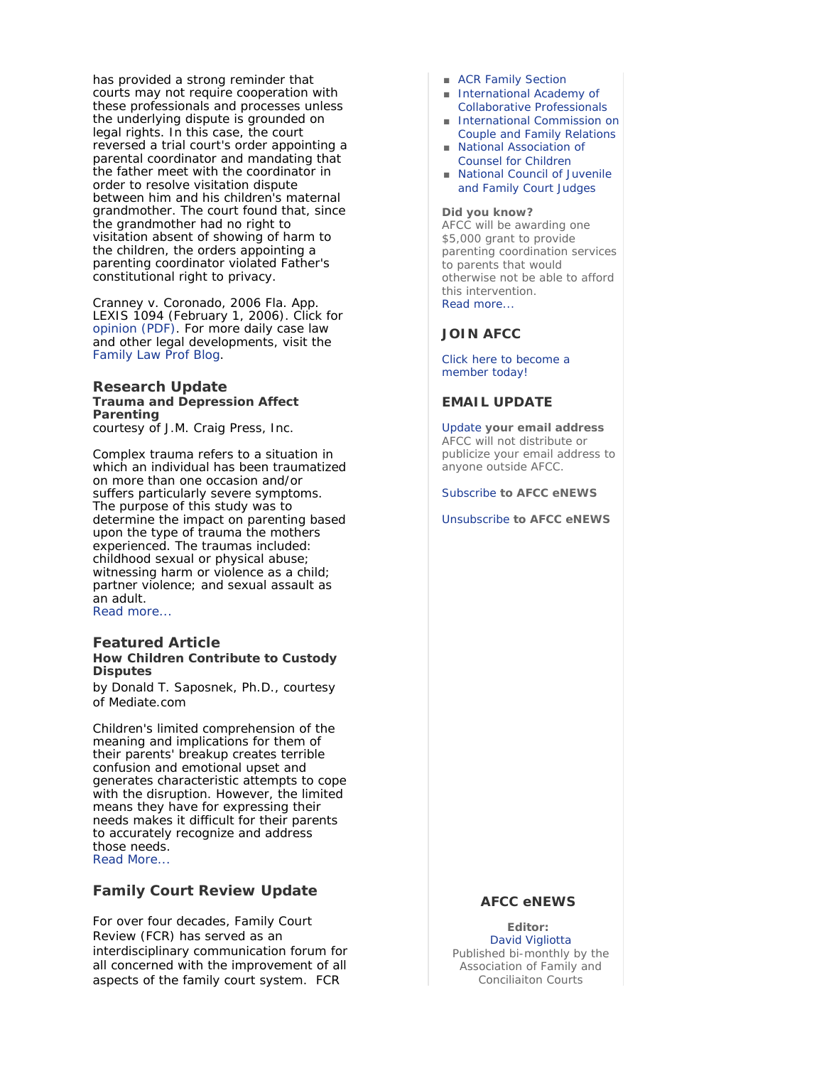has provided a strong reminder that courts may not require cooperation with these professionals and processes unless the underlying dispute is grounded on legal rights. In this case, the court reversed a trial court's order appointing a parental coordinator and mandating that the father meet with the coordinator in order to resolve visitation dispute between him and his children's maternal grandmother. The court found that, since the grandmother had no right to visitation absent of showing of harm to the children, the orders appointing a parenting coordinator violated Father's constitutional right to privacy.

Cranney v. Coronado, 2006 Fla. App. LEXIS 1094 (February 1, 2006). Click for opinion (PDF). For more daily case law and other legal developments, visit the Family Law Prof Blog.

## Research Update

**Trauma and Depression Affect Parenting**

courtesy of J.M. Craig Press, Inc.

Complex trauma refers to a situation in which an individual has been traumatized on more than one occasion and/or suffers particularly severe symptoms. The purpose of this study was to determine the impact on parenting based upon the type of trauma the mothers experienced. The traumas included: childhood sexual or physical abuse; witnessing harm or violence as a child; partner violence; and sexual assault as an adult.

Read more...

## Featured Article

**How Children Contribute to Custody Disputes**

by Donald T. Saposnek, Ph.D., courtesy of Mediate.com

Children's limited comprehension of the meaning and implications for them of their parents' breakup creates terrible confusion and emotional upset and generates characteristic attempts to cope with the disruption. However, the limited means they have for expressing their needs makes it difficult for their parents to accurately recognize and address those needs.

Read More...

## Family Court Review Update

For over four decades, Family Court Review (FCR) has served as an interdisciplinary communication forum for all concerned with the improvement of all aspects of the family court system. FCR

- ACR Family Section
- International Academy of Collaborative Professionals
- International Commission on Couple and Family Relations
- National Association of Counsel for Children
- National Council of Juvenile and Family Court Judges

**Did you know?**

AFCC will be awarding one $5,000 grant to provide parenting coordination services to parents that would otherwise not be able to afford this intervention.

Read more...

## JOIN AFCC

Click here to become a member today!

## EMAIL UPDATE

Update **your email address**

AFCC will not distribute or publicize your email address to anyone outside AFCC.

Subscribe **to AFCC eNEWS**

Unsubscribe **to AFCC eNEWS**

## AFCC eNEWS

**Editor:**
David Vigliotta
Published bi-monthly by the Association of Family and Conciliaiton Courts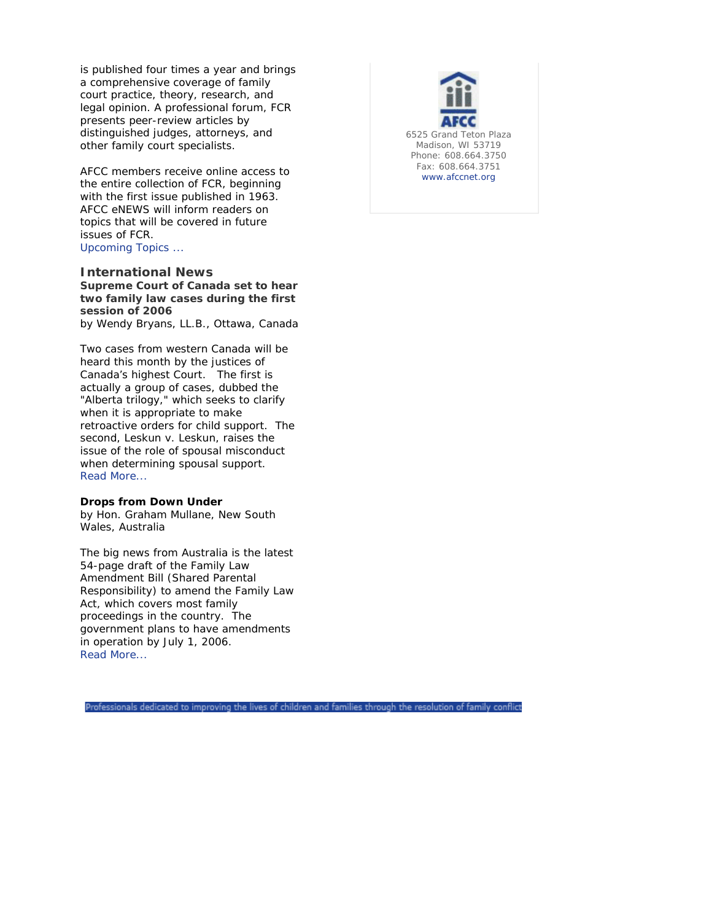is published four times a year and brings a comprehensive coverage of family court practice, theory, research, and legal opinion. A professional forum, FCR presents peer-review articles by distinguished judges, attorneys, and other family court specialists.

AFCC members receive online access to the entire collection of FCR, beginning with the first issue published in 1963. AFCC eNEWS will inform readers on topics that will be covered in future issues of FCR.
Upcoming Topics ...

## International News

**Supreme Court of Canada set to hear two family law cases during the first session of 2006**
by Wendy Bryans, LL.B., Ottawa, Canada

Two cases from western Canada will be heard this month by the justices of Canada's highest Court. The first is actually a group of cases, dubbed the "Alberta trilogy," which seeks to clarify when it is appropriate to make retroactive orders for child support. The second, Leskun v. Leskun, raises the issue of the role of spousal misconduct when determining spousal support.
Read More...

**Drops from Down Under**
by Hon. Graham Mullane, New South Wales, Australia

The big news from Australia is the latest 54-page draft of the Family Law Amendment Bill (Shared Parental Responsibility) to amend the Family Law Act, which covers most family proceedings in the country. The government plans to have amendments in operation by July 1, 2006.
Read More...

AFCC
6525 Grand Teton Plaza
Madison, WI 53719
Phone: 608.664.3750
Fax: 608.664.3751
www.afccnet.org

Professionals dedicated to improving the lives of children and families through the resolution of family conflict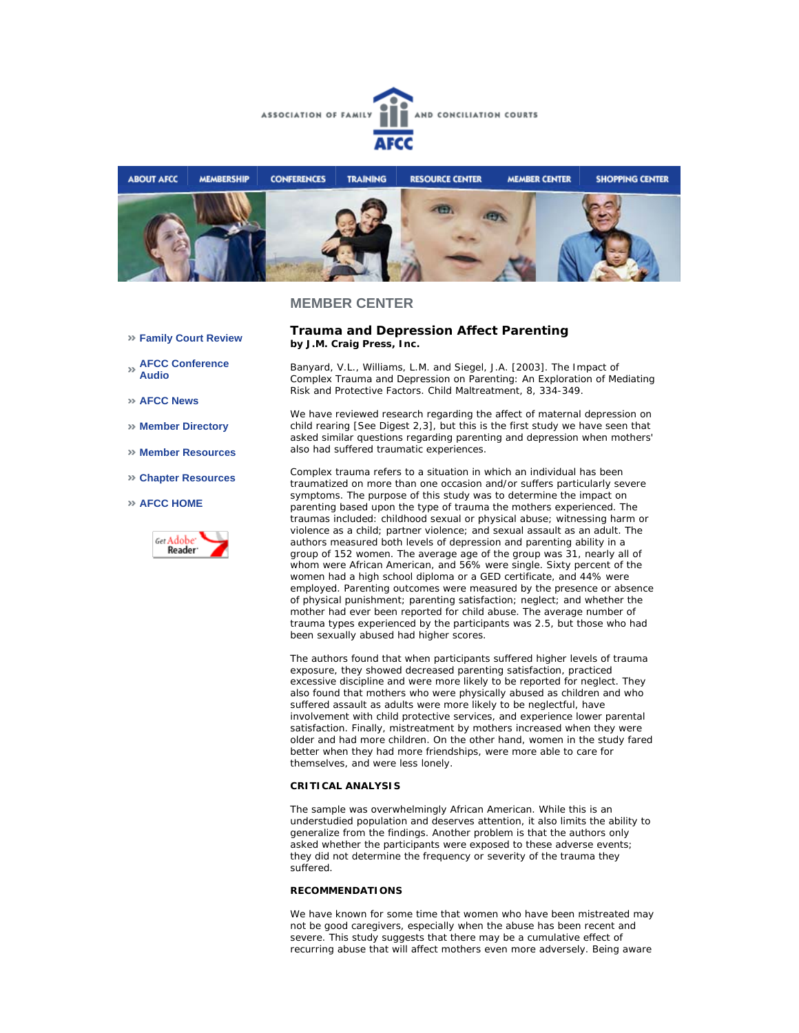ASSOCIATION OF FAMILY AND CONCILIATION COURTS

AFCC

ABOUT AFCC | MEMBERSHIP | CONFERENCES | TRAINING | RESOURCE CENTER | MEMBER CENTER | SHOPPING CENTER

## MEMBER CENTER

- Family Court Review
- AFCC Conference Audio
- AFCC News
- Member Directory
- Member Resources
- Chapter Resources
- AFCC HOME

Get Adobe Reader

### Trauma and Depression Affect Parenting

**by J.M. Craig Press, Inc.**

Banyard, V.L., Williams, L.M. and Siegel, J.A. [2003]. The Impact of Complex Trauma and Depression on Parenting: An Exploration of Mediating Risk and Protective Factors. Child Maltreatment, 8, 334-349.

We have reviewed research regarding the affect of maternal depression on child rearing [See Digest 2,3], but this is the first study we have seen that asked similar questions regarding parenting and depression when mothers' also had suffered traumatic experiences.

Complex trauma refers to a situation in which an individual has been traumatized on more than one occasion and/or suffers particularly severe symptoms. The purpose of this study was to determine the impact on parenting based upon the type of trauma the mothers experienced. The traumas included: childhood sexual or physical abuse; witnessing harm or violence as a child; partner violence; and sexual assault as an adult. The authors measured both levels of depression and parenting ability in a group of 152 women. The average age of the group was 31, nearly all of whom were African American, and 56% were single. Sixty percent of the women had a high school diploma or a GED certificate, and 44% were employed. Parenting outcomes were measured by the presence or absence of physical punishment; parenting satisfaction; neglect; and whether the mother had ever been reported for child abuse. The average number of trauma types experienced by the participants was 2.5, but those who had been sexually abused had higher scores.

The authors found that when participants suffered higher levels of trauma exposure, they showed decreased parenting satisfaction, practiced excessive discipline and were more likely to be reported for neglect. They also found that mothers who were physically abused as children and who suffered assault as adults were more likely to be neglectful, have involvement with child protective services, and experience lower parental satisfaction. Finally, mistreatment by mothers increased when they were older and had more children. On the other hand, women in the study fared better when they had more friendships, were more able to care for themselves, and were less lonely.

**CRITICAL ANALYSIS**

The sample was overwhelmingly African American. While this is an understudied population and deserves attention, it also limits the ability to generalize from the findings. Another problem is that the authors only asked whether the participants were exposed to these adverse events; they did not determine the frequency or severity of the trauma they suffered.

**RECOMMENDATIONS**

We have known for some time that women who have been mistreated may not be good caregivers, especially when the abuse has been recent and severe. This study suggests that there may be a cumulative effect of recurring abuse that will affect mothers even more adversely. Being aware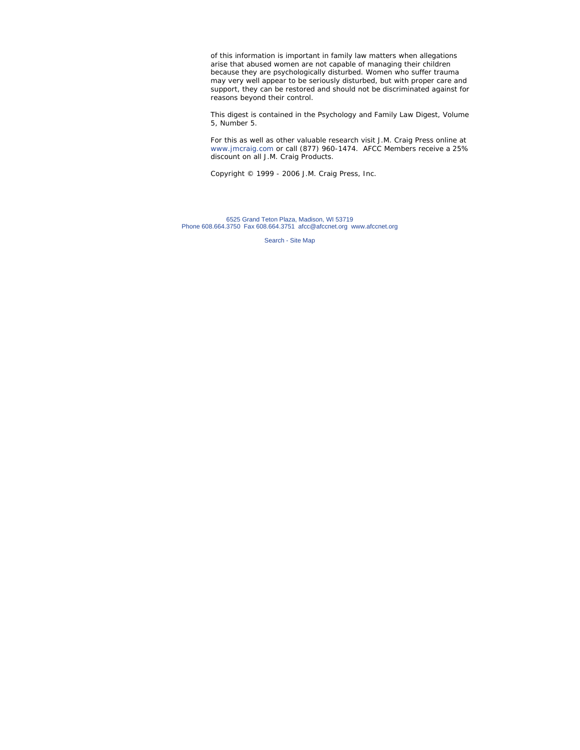of this information is important in family law matters when allegations arise that abused women are not capable of managing their children because they are psychologically disturbed. Women who suffer trauma may very well appear to be seriously disturbed, but with proper care and support, they can be restored and should not be discriminated against for reasons beyond their control.

This digest is contained in the Psychology and Family Law Digest, Volume 5, Number 5.

For this as well as other valuable research visit J.M. Craig Press online at www.jmcraig.com or call (877) 960-1474. AFCC Members receive a 25% discount on all J.M. Craig Products.

Copyright © 1999 - 2006 J.M. Craig Press, Inc.

6525 Grand Teton Plaza, Madison, WI 53719
Phone 608.664.3750 Fax 608.664.3751 afcc@afccnet.org www.afccnet.org

Search - Site Map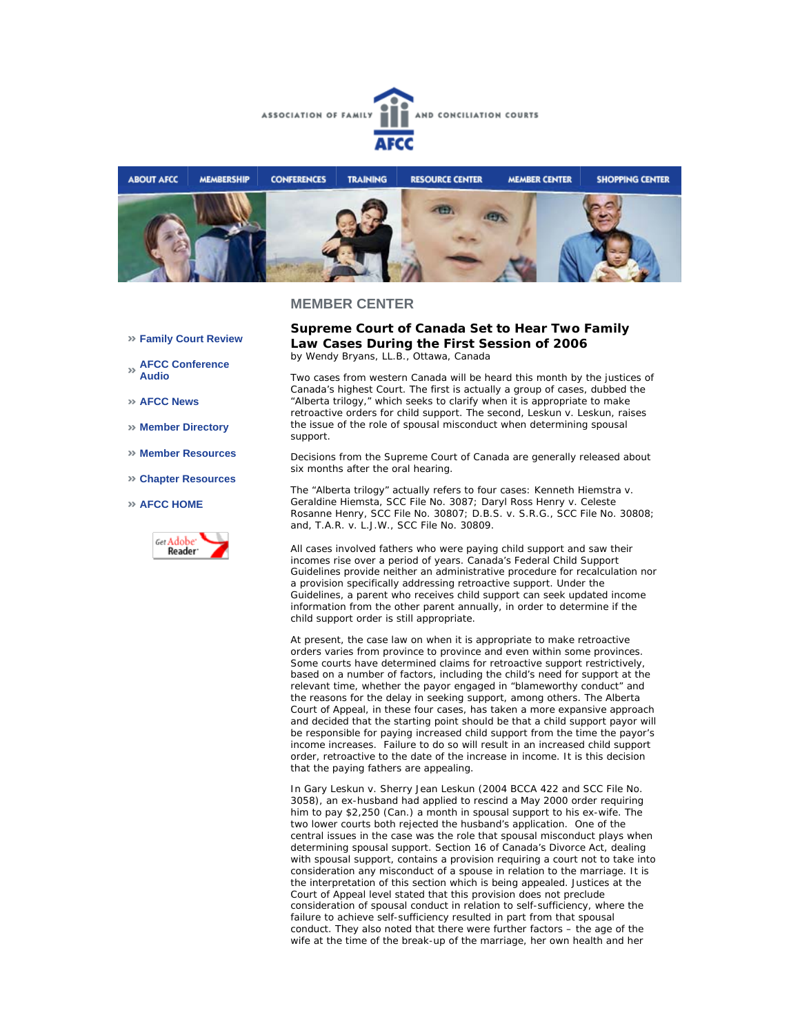## MEMBER CENTER

- Family Court Review
- AFCC Conference Audio
- AFCC News
- Member Directory
- Member Resources
- Chapter Resources
- AFCC HOME

### Supreme Court of Canada Set to Hear Two Family Law Cases During the First Session of 2006

by Wendy Bryans, LL.B., Ottawa, Canada

Two cases from western Canada will be heard this month by the justices of Canada's highest Court. The first is actually a group of cases, dubbed the "Alberta trilogy," which seeks to clarify when it is appropriate to make retroactive orders for child support. The second, Leskun v. Leskun, raises the issue of the role of spousal misconduct when determining spousal support.

Decisions from the Supreme Court of Canada are generally released about six months after the oral hearing.

The "Alberta trilogy" actually refers to four cases: Kenneth Hiemstra v. Geraldine Hiemstra, SCC File No. 3087; Daryl Ross Henry v. Celeste Rosanne Henry, SCC File No. 30807; D.B.S. v. S.R.G., SCC File No. 30808; and, T.A.R. v. L.J.W., SCC File No. 30809.

All cases involved fathers who were paying child support and saw their incomes rise over a period of years. Canada's Federal Child Support Guidelines provide neither an administrative procedure for recalculation nor a provision specifically addressing retroactive support. Under the Guidelines, a parent who receives child support can seek updated income information from the other parent annually, in order to determine if the child support order is still appropriate.

At present, the case law on when it is appropriate to make retroactive orders varies from province to province and even within some provinces. Some courts have determined claims for retroactive support restrictively, based on a number of factors, including the child's need for support at the relevant time, whether the payor engaged in "blameworthy conduct" and the reasons for the delay in seeking support, among others. The Alberta Court of Appeal, in these four cases, has taken a more expansive approach and decided that the starting point should be that a child support payor will be responsible for paying increased child support from the time the payor's income increases. Failure to do so will result in an increased child support order, retroactive to the date of the increase in income. It is this decision that the paying fathers are appealing.

In Gary Leskun v. Sherry Jean Leskun (2004 BCCA 422 and SCC File No. 3058), an ex-husband had applied to rescind a May 2000 order requiring him to pay $2,250 (Can.) a month in spousal support to his ex-wife. The two lower courts both rejected the husband's application. One of the central issues in the case was the role that spousal misconduct plays when determining spousal support. Section 16 of Canada's Divorce Act, dealing with spousal support, contains a provision requiring a court not to take into consideration any misconduct of a spouse in relation to the marriage. It is the interpretation of this section which is being appealed. Justices at the Court of Appeal level stated that this provision does not preclude consideration of spousal conduct in relation to self-sufficiency, where the failure to achieve self-sufficiency resulted in part from that spousal conduct. They also noted that there were further factors – the age of the wife at the time of the break-up of the marriage, her own health and her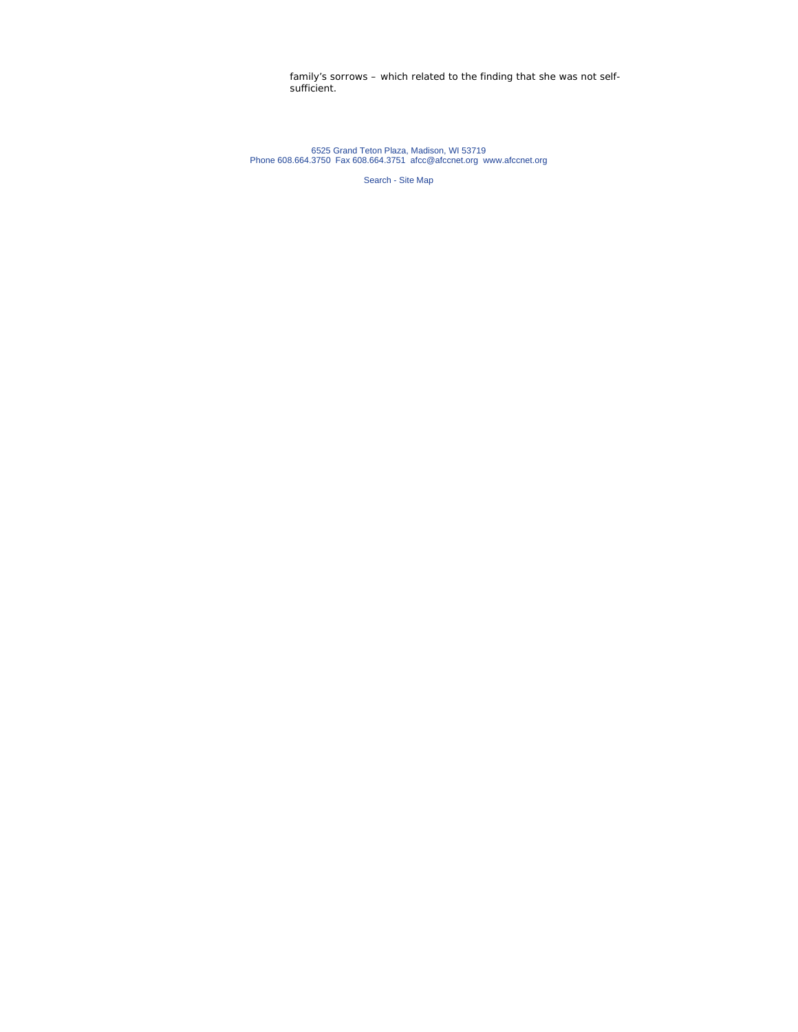family's sorrows – which related to the finding that she was not self-sufficient.

6525 Grand Teton Plaza, Madison, WI 53719
Phone 608.664.3750 Fax 608.664.3751 afcc@afccnet.org www.afccnet.org

Search - Site Map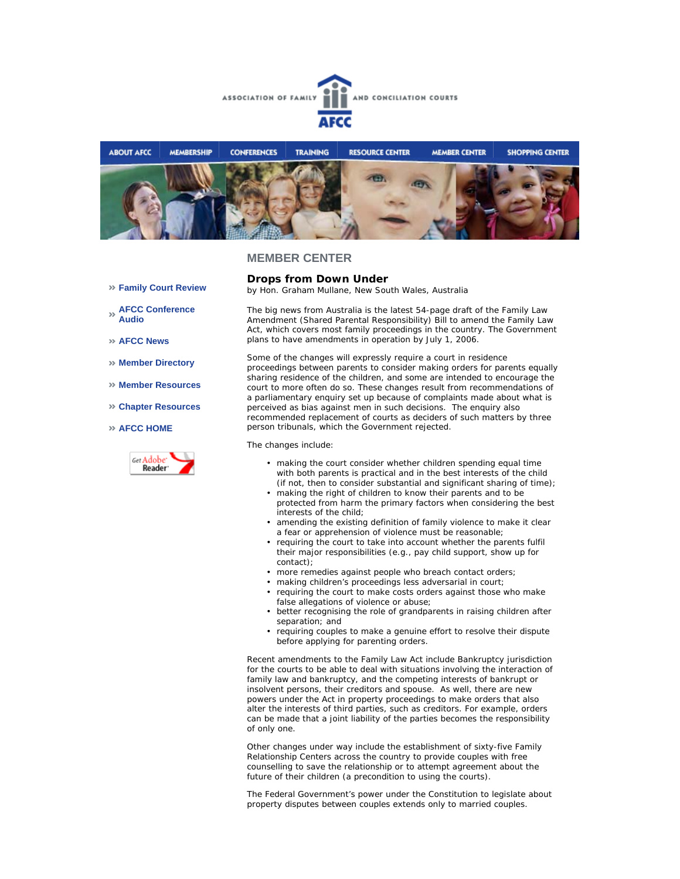ASSOCIATION OF FAMILY AND CONCILIATION COURTS

AFCC

ABOUT AFCC | MEMBERSHIP | CONFERENCES | TRAINING | RESOURCE CENTER | MEMBER CENTER | SHOPPING CENTER

» Family Court Review

» AFCC Conference Audio

» AFCC News

» Member Directory

» Member Resources

» Chapter Resources

» AFCC HOME

Get Adobe Reader

## MEMBER CENTER

### Drops from Down Under

by Hon. Graham Mullane, New South Wales, Australia

The big news from Australia is the latest 54-page draft of the Family Law Amendment (Shared Parental Responsibility) Bill to amend the Family Law Act, which covers most family proceedings in the country. The Government plans to have amendments in operation by July 1, 2006.

Some of the changes will expressly require a court in residence proceedings between parents to consider making orders for parents equally sharing residence of the children, and some are intended to encourage the court to more often do so. These changes result from recommendations of a parliamentary enquiry set up because of complaints made about what is perceived as bias against men in such decisions. The enquiry also recommended replacement of courts as deciders of such matters by three person tribunals, which the Government rejected.

The changes include:

- making the court consider whether children spending equal time with both parents is practical and in the best interests of the child (if not, then to consider substantial and significant sharing of time);
- making the right of children to know their parents and to be protected from harm the primary factors when considering the best interests of the child;
- amending the existing definition of family violence to make it clear a fear or apprehension of violence must be reasonable;
- requiring the court to take into account whether the parents fulfil their major responsibilities (e.g., pay child support, show up for contact);
- more remedies against people who breach contact orders;
- making children's proceedings less adversarial in court;
- requiring the court to make costs orders against those who make false allegations of violence or abuse;
- better recognising the role of grandparents in raising children after separation; and
- requiring couples to make a genuine effort to resolve their dispute before applying for parenting orders.

Recent amendments to the Family Law Act include Bankruptcy jurisdiction for the courts to be able to deal with situations involving the interaction of family law and bankruptcy, and the competing interests of bankrupt or insolvent persons, their creditors and spouse. As well, there are new powers under the Act in property proceedings to make orders that also alter the interests of third parties, such as creditors. For example, orders can be made that a joint liability of the parties becomes the responsibility of only one.

Other changes under way include the establishment of sixty-five Family Relationship Centers across the country to provide couples with free counselling to save the relationship or to attempt agreement about the future of their children (a precondition to using the courts).

The Federal Government's power under the Constitution to legislate about property disputes between couples extends only to married couples.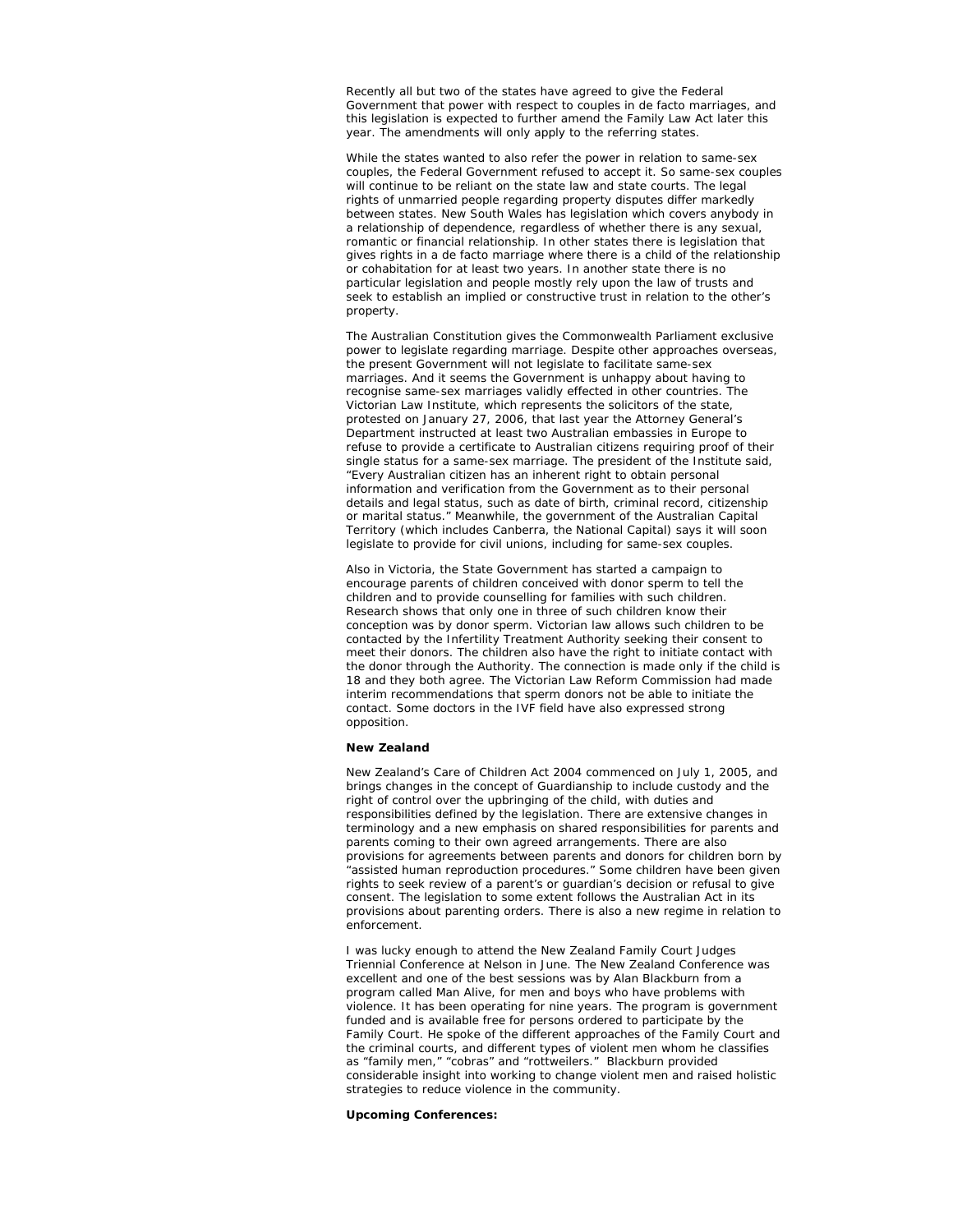Recently all but two of the states have agreed to give the Federal Government that power with respect to couples in de facto marriages, and this legislation is expected to further amend the Family Law Act later this year. The amendments will only apply to the referring states.

While the states wanted to also refer the power in relation to same-sex couples, the Federal Government refused to accept it. So same-sex couples will continue to be reliant on the state law and state courts. The legal rights of unmarried people regarding property disputes differ markedly between states. New South Wales has legislation which covers anybody in a relationship of dependence, regardless of whether there is any sexual, romantic or financial relationship. In other states there is legislation that gives rights in a de facto marriage where there is a child of the relationship or cohabitation for at least two years. In another state there is no particular legislation and people mostly rely upon the law of trusts and seek to establish an implied or constructive trust in relation to the other's property.

The Australian Constitution gives the Commonwealth Parliament exclusive power to legislate regarding marriage. Despite other approaches overseas, the present Government will not legislate to facilitate same-sex marriages. And it seems the Government is unhappy about having to recognise same-sex marriages validly effected in other countries. The Victorian Law Institute, which represents the solicitors of the state, protested on January 27, 2006, that last year the Attorney General's Department instructed at least two Australian embassies in Europe to refuse to provide a certificate to Australian citizens requiring proof of their single status for a same-sex marriage. The president of the Institute said, "Every Australian citizen has an inherent right to obtain personal information and verification from the Government as to their personal details and legal status, such as date of birth, criminal record, citizenship or marital status." Meanwhile, the government of the Australian Capital Territory (which includes Canberra, the National Capital) says it will soon legislate to provide for civil unions, including for same-sex couples.

Also in Victoria, the State Government has started a campaign to encourage parents of children conceived with donor sperm to tell the children and to provide counselling for families with such children. Research shows that only one in three of such children know their conception was by donor sperm. Victorian law allows such children to be contacted by the Infertility Treatment Authority seeking their consent to meet their donors. The children also have the right to initiate contact with the donor through the Authority. The connection is made only if the child is 18 and they both agree. The Victorian Law Reform Commission had made interim recommendations that sperm donors not be able to initiate the contact. Some doctors in the IVF field have also expressed strong opposition.

**New Zealand**

New Zealand's Care of Children Act 2004 commenced on July 1, 2005, and brings changes in the concept of Guardianship to include custody and the right of control over the upbringing of the child, with duties and responsibilities defined by the legislation. There are extensive changes in terminology and a new emphasis on shared responsibilities for parents and parents coming to their own agreed arrangements. There are also provisions for agreements between parents and donors for children born by "assisted human reproduction procedures." Some children have been given rights to seek review of a parent's or guardian's decision or refusal to give consent. The legislation to some extent follows the Australian Act in its provisions about parenting orders. There is also a new regime in relation to enforcement.

I was lucky enough to attend the New Zealand Family Court Judges Triennial Conference at Nelson in June. The New Zealand Conference was excellent and one of the best sessions was by Alan Blackburn from a program called Man Alive, for men and boys who have problems with violence. It has been operating for nine years. The program is government funded and is available free for persons ordered to participate by the Family Court. He spoke of the different approaches of the Family Court and the criminal courts, and different types of violent men whom he classifies as "family men," "cobras" and "rottweilers." Blackburn provided considerable insight into working to change violent men and raised holistic strategies to reduce violence in the community.

**Upcoming Conferences:**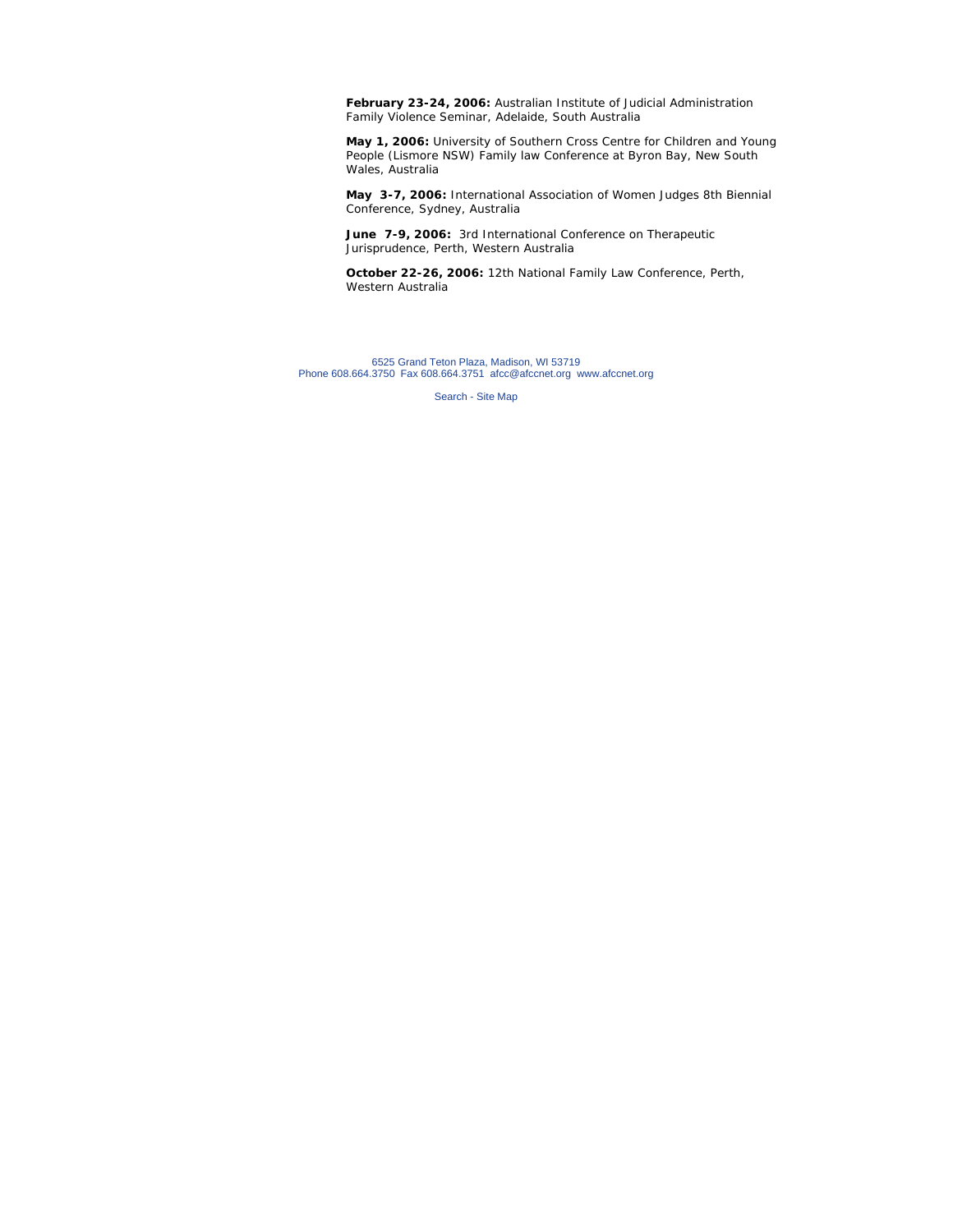**February 23-24, 2006:** Australian Institute of Judicial Administration Family Violence Seminar, Adelaide, South Australia

**May 1, 2006:** University of Southern Cross Centre for Children and Young People (Lismore NSW) Family law Conference at Byron Bay, New South Wales, Australia

**May 3-7, 2006:** International Association of Women Judges 8th Biennial Conference, Sydney, Australia

**June 7-9, 2006:** 3rd International Conference on Therapeutic Jurisprudence, Perth, Western Australia

**October 22-26, 2006:** 12th National Family Law Conference, Perth, Western Australia

6525 Grand Teton Plaza, Madison, WI 53719
Phone 608.664.3750 Fax 608.664.3751 afcc@afccnet.org www.afccnet.org

Search - Site Map